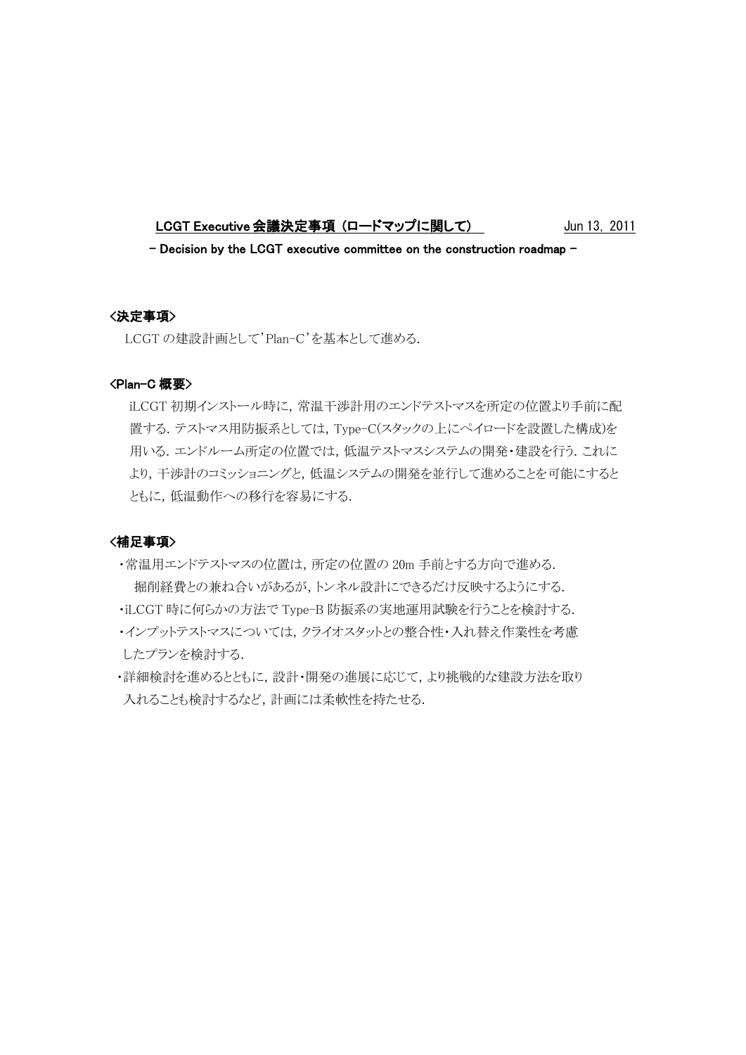**LCGT Executive 会議決定事項（ロードマップに関して）** Jun 13, 2011

**- Decision by the LCGT executive committee on the construction roadmap -**

**<決定事項>**

LCGT の建設計画として'Plan-C'を基本として進める.

**<Plan-C 概要>**

iLCGT 初期インストール時に，常温干渉計用のエンドテストマスを所定の位置より手前に配置する．テストマス用防振系としては，Type-C(スタックの上にペイロードを設置した構成)を用いる．エンドルーム所定の位置では，低温テストマスシステムの開発・建設を行う．これにより，干渉計のコミッショニングと，低温システムの開発を並行して進めることを可能にするとともに，低温動作への移行を容易にする.

**<補足事項>**

- 常温用エンドテストマスの位置は，所定の位置の 20m 手前とする方向で進める．
  掘削経費との兼ね合いがあるが，トンネル設計にできるだけ反映するようにする.
- iLCGT 時に何らかの方法で Type-B 防振系の実地運用試験を行うことを検討する.
- インプットテストマスについては，クライオスタットとの整合性・入れ替え作業性を考慮したプランを検討する.
- 詳細検討を進めるとともに，設計・開発の進展に応じて，より挑戦的な建設方法を取り入れることも検討するなど，計画には柔軟性を持たせる.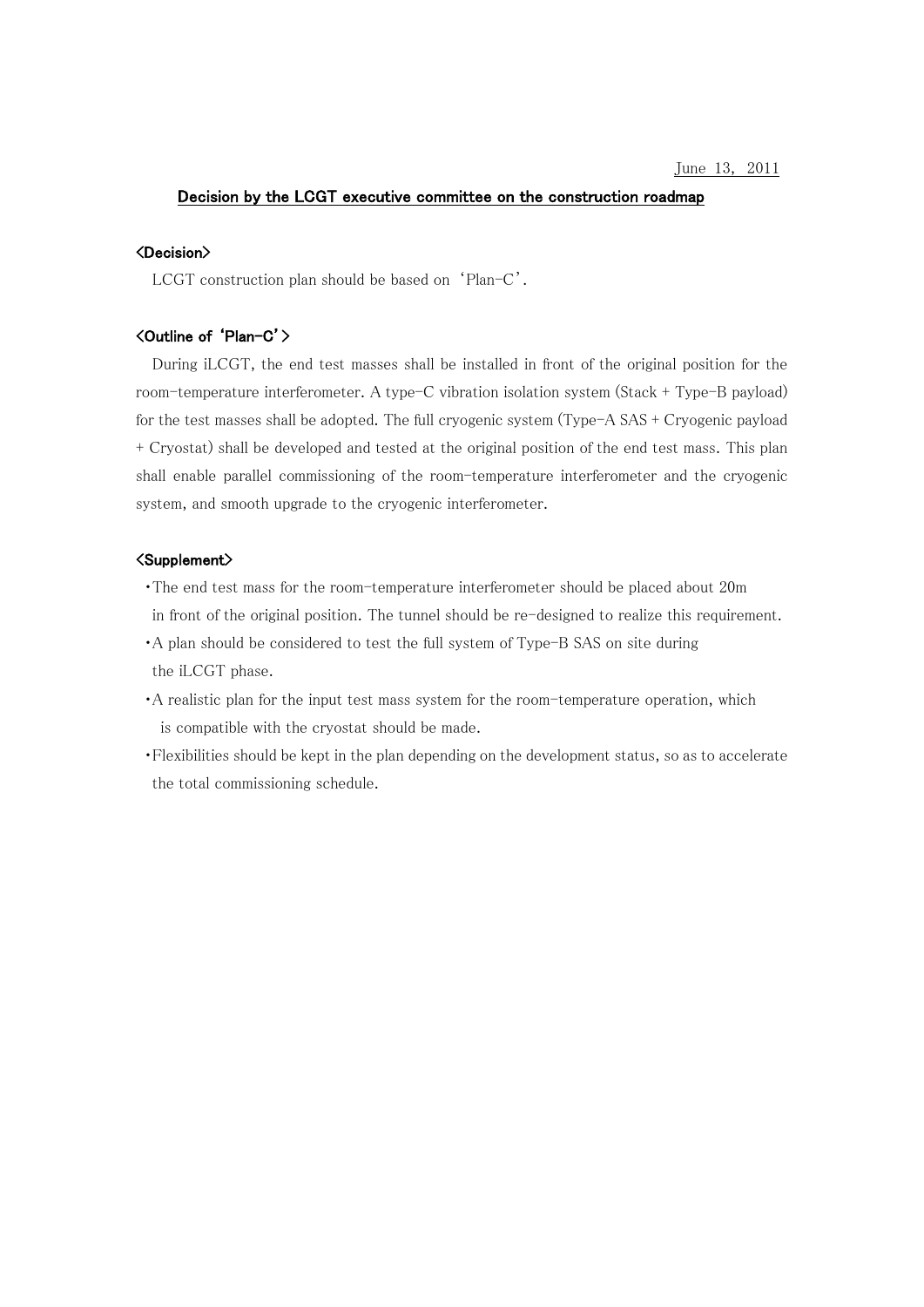June 13, 2011

## Decision by the LCGT executive committee on the construction roadmap

### <Decision>

LCGT construction plan should be based on 'Plan-C'.

### <Outline of 'Plan-C'>

During iLCGT, the end test masses shall be installed in front of the original position for the room-temperature interferometer. A type-C vibration isolation system (Stack + Type-B payload) for the test masses shall be adopted. The full cryogenic system (Type-A SAS + Cryogenic payload + Cryostat) shall be developed and tested at the original position of the end test mass. This plan shall enable parallel commissioning of the room-temperature interferometer and the cryogenic system, and smooth upgrade to the cryogenic interferometer.

### <Supplement>

- The end test mass for the room-temperature interferometer should be placed about 20m in front of the original position. The tunnel should be re-designed to realize this requirement.
- A plan should be considered to test the full system of Type-B SAS on site during the iLCGT phase.
- A realistic plan for the input test mass system for the room-temperature operation, which is compatible with the cryostat should be made.
- Flexibilities should be kept in the plan depending on the development status, so as to accelerate the total commissioning schedule.